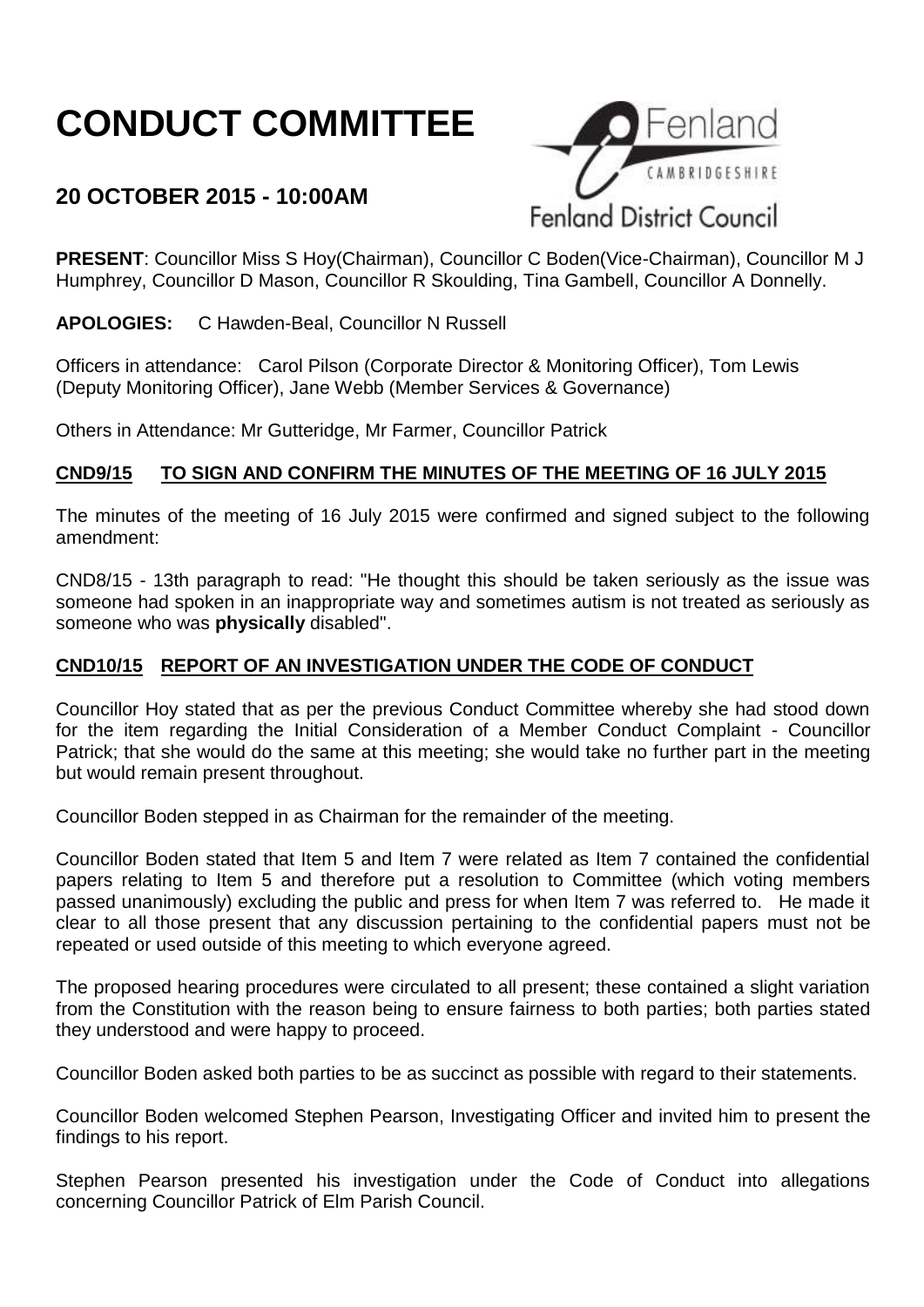# CONDUCT COMMITTEE

## 20 OCTOBER 2015 - 10:00AM

**PRESENT**: Councillor Miss S Hoy(Chairman), Councillor C Boden(Vice-Chairman), Councillor M J Humphrey, Councillor D Mason, Councillor R Skoulding, Tina Gambell, Councillor A Donnelly.

**APOLOGIES:** C Hawden-Beal, Councillor N Russell

Officers in attendance: Carol Pilson (Corporate Director & Monitoring Officer), Tom Lewis (Deputy Monitoring Officer), Jane Webb (Member Services & Governance)

Others in Attendance: Mr Gutteridge, Mr Farmer, Councillor Patrick

### CND9/15 TO SIGN AND CONFIRM THE MINUTES OF THE MEETING OF 16 JULY 2015

The minutes of the meeting of 16 July 2015 were confirmed and signed subject to the following amendment:

CND8/15 - 13th paragraph to read: "He thought this should be taken seriously as the issue was someone had spoken in an inappropriate way and sometimes autism is not treated as seriously as someone who was **physically** disabled".

### CND10/15 REPORT OF AN INVESTIGATION UNDER THE CODE OF CONDUCT

Councillor Hoy stated that as per the previous Conduct Committee whereby she had stood down for the item regarding the Initial Consideration of a Member Conduct Complaint - Councillor Patrick; that she would do the same at this meeting; she would take no further part in the meeting but would remain present throughout.

Councillor Boden stepped in as Chairman for the remainder of the meeting.

Councillor Boden stated that Item 5 and Item 7 were related as Item 7 contained the confidential papers relating to Item 5 and therefore put a resolution to Committee (which voting members passed unanimously) excluding the public and press for when Item 7 was referred to. He made it clear to all those present that any discussion pertaining to the confidential papers must not be repeated or used outside of this meeting to which everyone agreed.

The proposed hearing procedures were circulated to all present; these contained a slight variation from the Constitution with the reason being to ensure fairness to both parties; both parties stated they understood and were happy to proceed.

Councillor Boden asked both parties to be as succinct as possible with regard to their statements.

Councillor Boden welcomed Stephen Pearson, Investigating Officer and invited him to present the findings to his report.

Stephen Pearson presented his investigation under the Code of Conduct into allegations concerning Councillor Patrick of Elm Parish Council.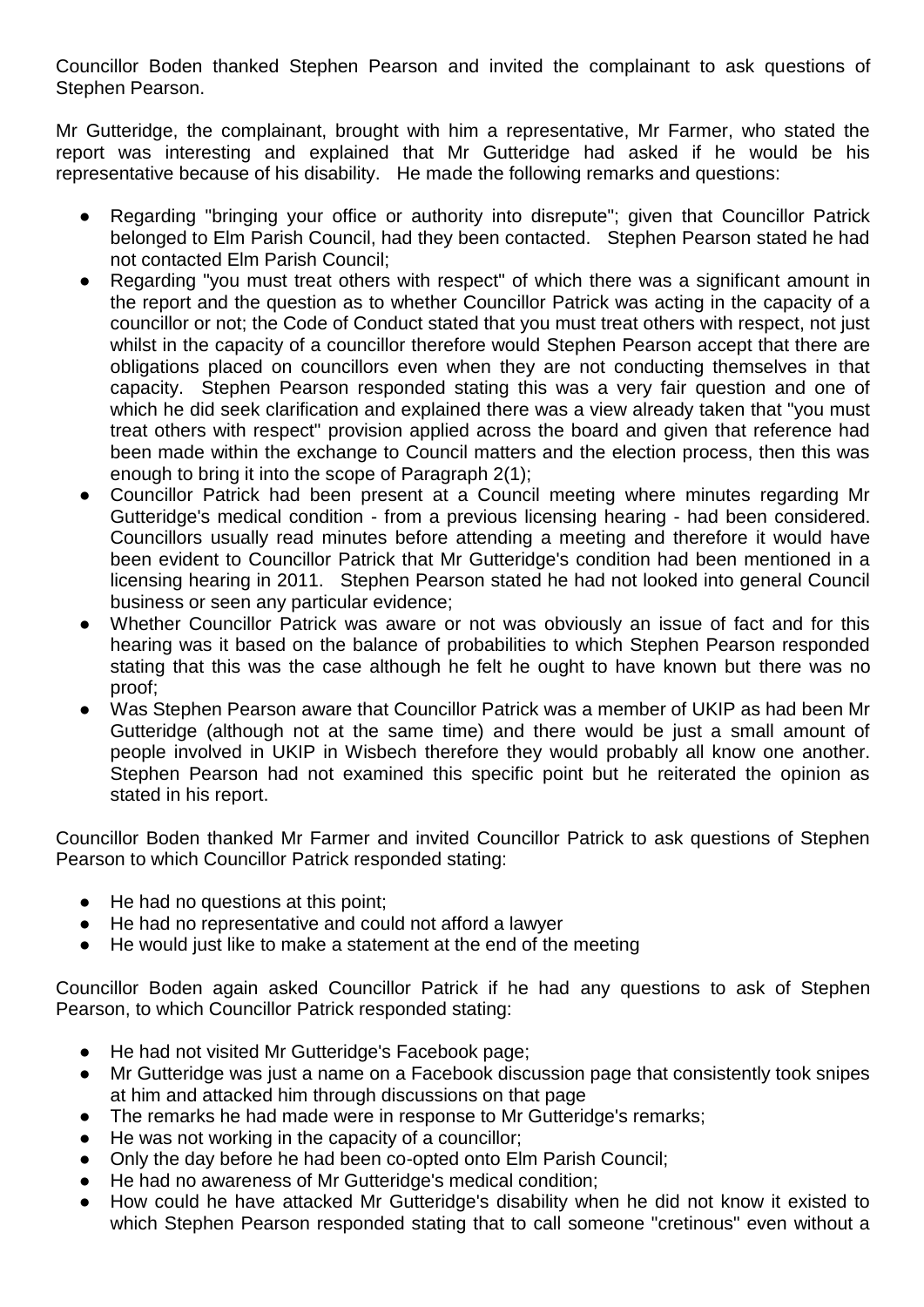Councillor Boden thanked Stephen Pearson and invited the complainant to ask questions of Stephen Pearson.

Mr Gutteridge, the complainant, brought with him a representative, Mr Farmer, who stated the report was interesting and explained that Mr Gutteridge had asked if he would be his representative because of his disability. He made the following remarks and questions:

- Regarding "bringing your office or authority into disrepute"; given that Councillor Patrick belonged to Elm Parish Council, had they been contacted. Stephen Pearson stated he had not contacted Elm Parish Council;
- Regarding "you must treat others with respect" of which there was a significant amount in the report and the question as to whether Councillor Patrick was acting in the capacity of a councillor or not; the Code of Conduct stated that you must treat others with respect, not just whilst in the capacity of a councillor therefore would Stephen Pearson accept that there are obligations placed on councillors even when they are not conducting themselves in that capacity. Stephen Pearson responded stating this was a very fair question and one of which he did seek clarification and explained there was a view already taken that "you must treat others with respect" provision applied across the board and given that reference had been made within the exchange to Council matters and the election process, then this was enough to bring it into the scope of Paragraph 2(1);
- Councillor Patrick had been present at a Council meeting where minutes regarding Mr Gutteridge's medical condition - from a previous licensing hearing - had been considered. Councillors usually read minutes before attending a meeting and therefore it would have been evident to Councillor Patrick that Mr Gutteridge's condition had been mentioned in a licensing hearing in 2011. Stephen Pearson stated he had not looked into general Council business or seen any particular evidence;
- Whether Councillor Patrick was aware or not was obviously an issue of fact and for this hearing was it based on the balance of probabilities to which Stephen Pearson responded stating that this was the case although he felt he ought to have known but there was no proof;
- Was Stephen Pearson aware that Councillor Patrick was a member of UKIP as had been Mr Gutteridge (although not at the same time) and there would be just a small amount of people involved in UKIP in Wisbech therefore they would probably all know one another. Stephen Pearson had not examined this specific point but he reiterated the opinion as stated in his report.

Councillor Boden thanked Mr Farmer and invited Councillor Patrick to ask questions of Stephen Pearson to which Councillor Patrick responded stating:

- He had no questions at this point;
- He had no representative and could not afford a lawyer
- He would just like to make a statement at the end of the meeting

Councillor Boden again asked Councillor Patrick if he had any questions to ask of Stephen Pearson, to which Councillor Patrick responded stating:

- He had not visited Mr Gutteridge's Facebook page;
- Mr Gutteridge was just a name on a Facebook discussion page that consistently took snipes at him and attacked him through discussions on that page
- The remarks he had made were in response to Mr Gutteridge's remarks;
- He was not working in the capacity of a councillor;
- Only the day before he had been co-opted onto Elm Parish Council;
- He had no awareness of Mr Gutteridge's medical condition;
- How could he have attacked Mr Gutteridge's disability when he did not know it existed to which Stephen Pearson responded stating that to call someone "cretinous" even without a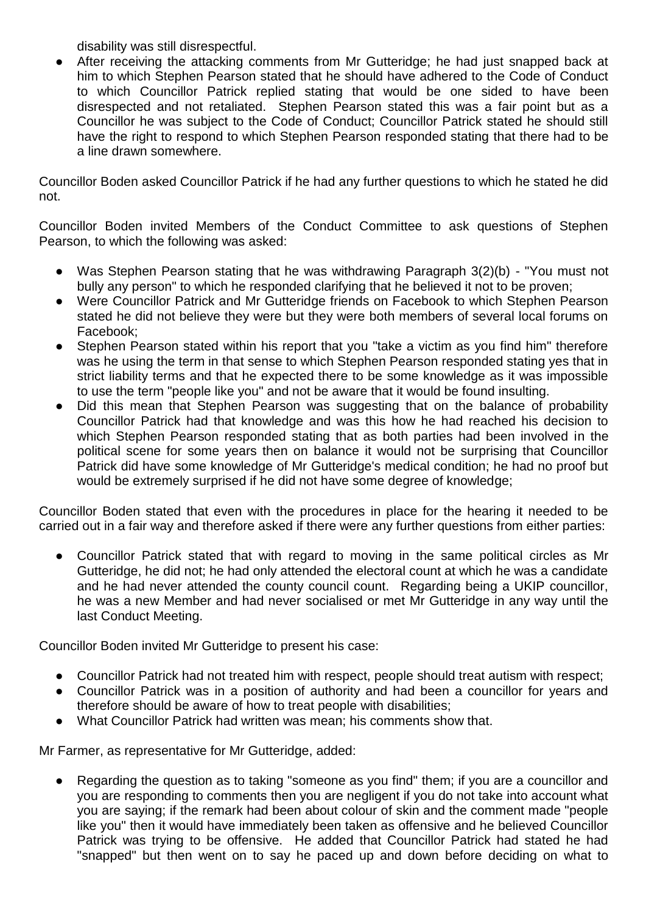disability was still disrespectful.

- After receiving the attacking comments from Mr Gutteridge; he had just snapped back at him to which Stephen Pearson stated that he should have adhered to the Code of Conduct to which Councillor Patrick replied stating that would be one sided to have been disrespected and not retaliated. Stephen Pearson stated this was a fair point but as a Councillor he was subject to the Code of Conduct; Councillor Patrick stated he should still have the right to respond to which Stephen Pearson responded stating that there had to be a line drawn somewhere.

Councillor Boden asked Councillor Patrick if he had any further questions to which he stated he did not.

Councillor Boden invited Members of the Conduct Committee to ask questions of Stephen Pearson, to which the following was asked:

- Was Stephen Pearson stating that he was withdrawing Paragraph 3(2)(b) - "You must not bully any person" to which he responded clarifying that he believed it not to be proven;
- Were Councillor Patrick and Mr Gutteridge friends on Facebook to which Stephen Pearson stated he did not believe they were but they were both members of several local forums on Facebook;
- Stephen Pearson stated within his report that you "take a victim as you find him" therefore was he using the term in that sense to which Stephen Pearson responded stating yes that in strict liability terms and that he expected there to be some knowledge as it was impossible to use the term "people like you" and not be aware that it would be found insulting.
- Did this mean that Stephen Pearson was suggesting that on the balance of probability Councillor Patrick had that knowledge and was this how he had reached his decision to which Stephen Pearson responded stating that as both parties had been involved in the political scene for some years then on balance it would not be surprising that Councillor Patrick did have some knowledge of Mr Gutteridge's medical condition; he had no proof but would be extremely surprised if he did not have some degree of knowledge;

Councillor Boden stated that even with the procedures in place for the hearing it needed to be carried out in a fair way and therefore asked if there were any further questions from either parties:

- Councillor Patrick stated that with regard to moving in the same political circles as Mr Gutteridge, he did not; he had only attended the electoral count at which he was a candidate and he had never attended the county council count. Regarding being a UKIP councillor, he was a new Member and had never socialised or met Mr Gutteridge in any way until the last Conduct Meeting.

Councillor Boden invited Mr Gutteridge to present his case:

- Councillor Patrick had not treated him with respect, people should treat autism with respect;
- Councillor Patrick was in a position of authority and had been a councillor for years and therefore should be aware of how to treat people with disabilities;
- What Councillor Patrick had written was mean; his comments show that.

Mr Farmer, as representative for Mr Gutteridge, added:

- Regarding the question as to taking "someone as you find" them; if you are a councillor and you are responding to comments then you are negligent if you do not take into account what you are saying; if the remark had been about colour of skin and the comment made "people like you" then it would have immediately been taken as offensive and he believed Councillor Patrick was trying to be offensive. He added that Councillor Patrick had stated he had "snapped" but then went on to say he paced up and down before deciding on what to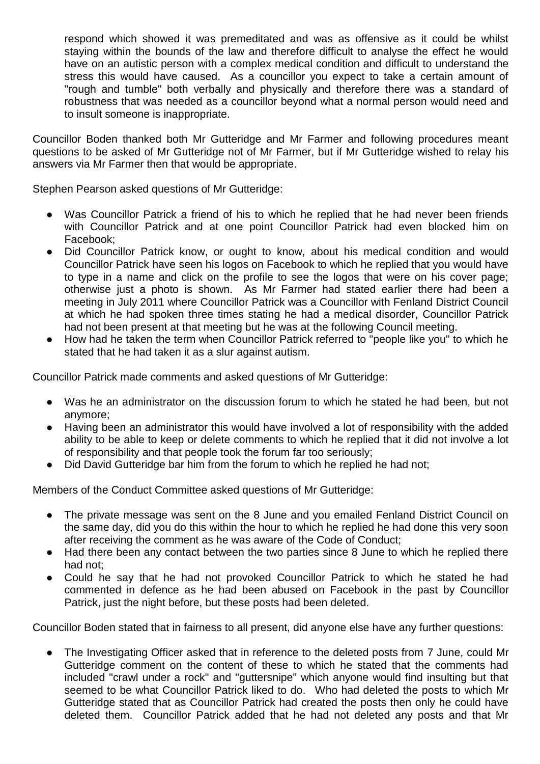respond which showed it was premeditated and was as offensive as it could be whilst staying within the bounds of the law and therefore difficult to analyse the effect he would have on an autistic person with a complex medical condition and difficult to understand the stress this would have caused. As a councillor you expect to take a certain amount of "rough and tumble" both verbally and physically and therefore there was a standard of robustness that was needed as a councillor beyond what a normal person would need and to insult someone is inappropriate.

Councillor Boden thanked both Mr Gutteridge and Mr Farmer and following procedures meant questions to be asked of Mr Gutteridge not of Mr Farmer, but if Mr Gutteridge wished to relay his answers via Mr Farmer then that would be appropriate.

Stephen Pearson asked questions of Mr Gutteridge:

- Was Councillor Patrick a friend of his to which he replied that he had never been friends with Councillor Patrick and at one point Councillor Patrick had even blocked him on Facebook;
- Did Councillor Patrick know, or ought to know, about his medical condition and would Councillor Patrick have seen his logos on Facebook to which he replied that you would have to type in a name and click on the profile to see the logos that were on his cover page; otherwise just a photo is shown. As Mr Farmer had stated earlier there had been a meeting in July 2011 where Councillor Patrick was a Councillor with Fenland District Council at which he had spoken three times stating he had a medical disorder, Councillor Patrick had not been present at that meeting but he was at the following Council meeting.
- How had he taken the term when Councillor Patrick referred to "people like you" to which he stated that he had taken it as a slur against autism.

Councillor Patrick made comments and asked questions of Mr Gutteridge:

- Was he an administrator on the discussion forum to which he stated he had been, but not anymore;
- Having been an administrator this would have involved a lot of responsibility with the added ability to be able to keep or delete comments to which he replied that it did not involve a lot of responsibility and that people took the forum far too seriously;
- Did David Gutteridge bar him from the forum to which he replied he had not;

Members of the Conduct Committee asked questions of Mr Gutteridge:

- The private message was sent on the 8 June and you emailed Fenland District Council on the same day, did you do this within the hour to which he replied he had done this very soon after receiving the comment as he was aware of the Code of Conduct;
- Had there been any contact between the two parties since 8 June to which he replied there had not;
- Could he say that he had not provoked Councillor Patrick to which he stated he had commented in defence as he had been abused on Facebook in the past by Councillor Patrick, just the night before, but these posts had been deleted.

Councillor Boden stated that in fairness to all present, did anyone else have any further questions:

- The Investigating Officer asked that in reference to the deleted posts from 7 June, could Mr Gutteridge comment on the content of these to which he stated that the comments had included "crawl under a rock" and "guttersnipe" which anyone would find insulting but that seemed to be what Councillor Patrick liked to do. Who had deleted the posts to which Mr Gutteridge stated that as Councillor Patrick had created the posts then only he could have deleted them. Councillor Patrick added that he had not deleted any posts and that Mr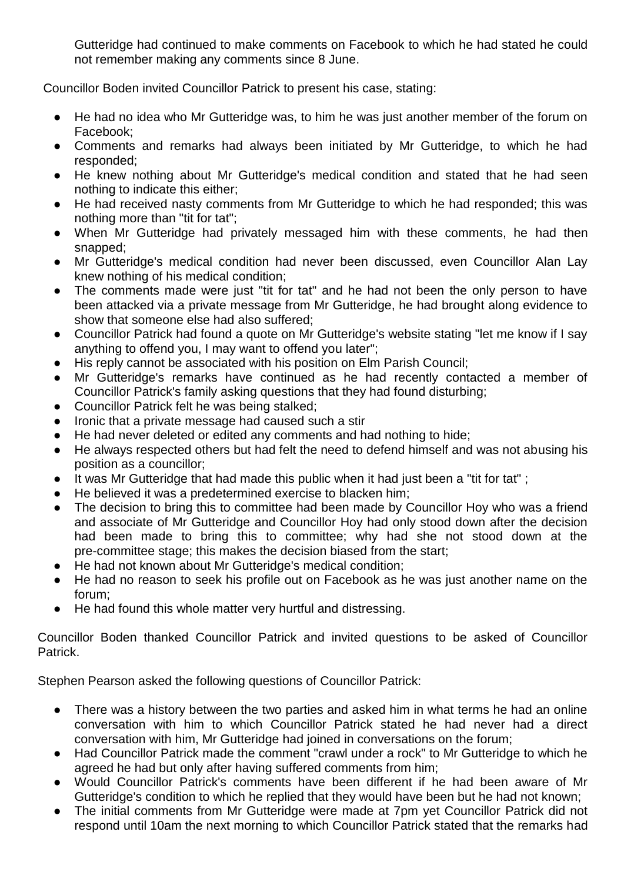Gutteridge had continued to make comments on Facebook to which he had stated he could not remember making any comments since 8 June.

Councillor Boden invited Councillor Patrick to present his case, stating:

- He had no idea who Mr Gutteridge was, to him he was just another member of the forum on Facebook;
- Comments and remarks had always been initiated by Mr Gutteridge, to which he had responded;
- He knew nothing about Mr Gutteridge's medical condition and stated that he had seen nothing to indicate this either;
- He had received nasty comments from Mr Gutteridge to which he had responded; this was nothing more than "tit for tat";
- When Mr Gutteridge had privately messaged him with these comments, he had then snapped;
- Mr Gutteridge's medical condition had never been discussed, even Councillor Alan Lay knew nothing of his medical condition;
- The comments made were just "tit for tat" and he had not been the only person to have been attacked via a private message from Mr Gutteridge, he had brought along evidence to show that someone else had also suffered;
- Councillor Patrick had found a quote on Mr Gutteridge's website stating "let me know if I say anything to offend you, I may want to offend you later";
- His reply cannot be associated with his position on Elm Parish Council;
- Mr Gutteridge's remarks have continued as he had recently contacted a member of Councillor Patrick's family asking questions that they had found disturbing;
- Councillor Patrick felt he was being stalked;
- Ironic that a private message had caused such a stir
- He had never deleted or edited any comments and had nothing to hide;
- He always respected others but had felt the need to defend himself and was not abusing his position as a councillor;
- It was Mr Gutteridge that had made this public when it had just been a "tit for tat" ;
- He believed it was a predetermined exercise to blacken him;
- The decision to bring this to committee had been made by Councillor Hoy who was a friend and associate of Mr Gutteridge and Councillor Hoy had only stood down after the decision had been made to bring this to committee; why had she not stood down at the pre-committee stage; this makes the decision biased from the start;
- He had not known about Mr Gutteridge's medical condition;
- He had no reason to seek his profile out on Facebook as he was just another name on the forum;
- He had found this whole matter very hurtful and distressing.

Councillor Boden thanked Councillor Patrick and invited questions to be asked of Councillor Patrick.

Stephen Pearson asked the following questions of Councillor Patrick:

- There was a history between the two parties and asked him in what terms he had an online conversation with him to which Councillor Patrick stated he had never had a direct conversation with him, Mr Gutteridge had joined in conversations on the forum;
- Had Councillor Patrick made the comment "crawl under a rock" to Mr Gutteridge to which he agreed he had but only after having suffered comments from him;
- Would Councillor Patrick's comments have been different if he had been aware of Mr Gutteridge's condition to which he replied that they would have been but he had not known;
- The initial comments from Mr Gutteridge were made at 7pm yet Councillor Patrick did not respond until 10am the next morning to which Councillor Patrick stated that the remarks had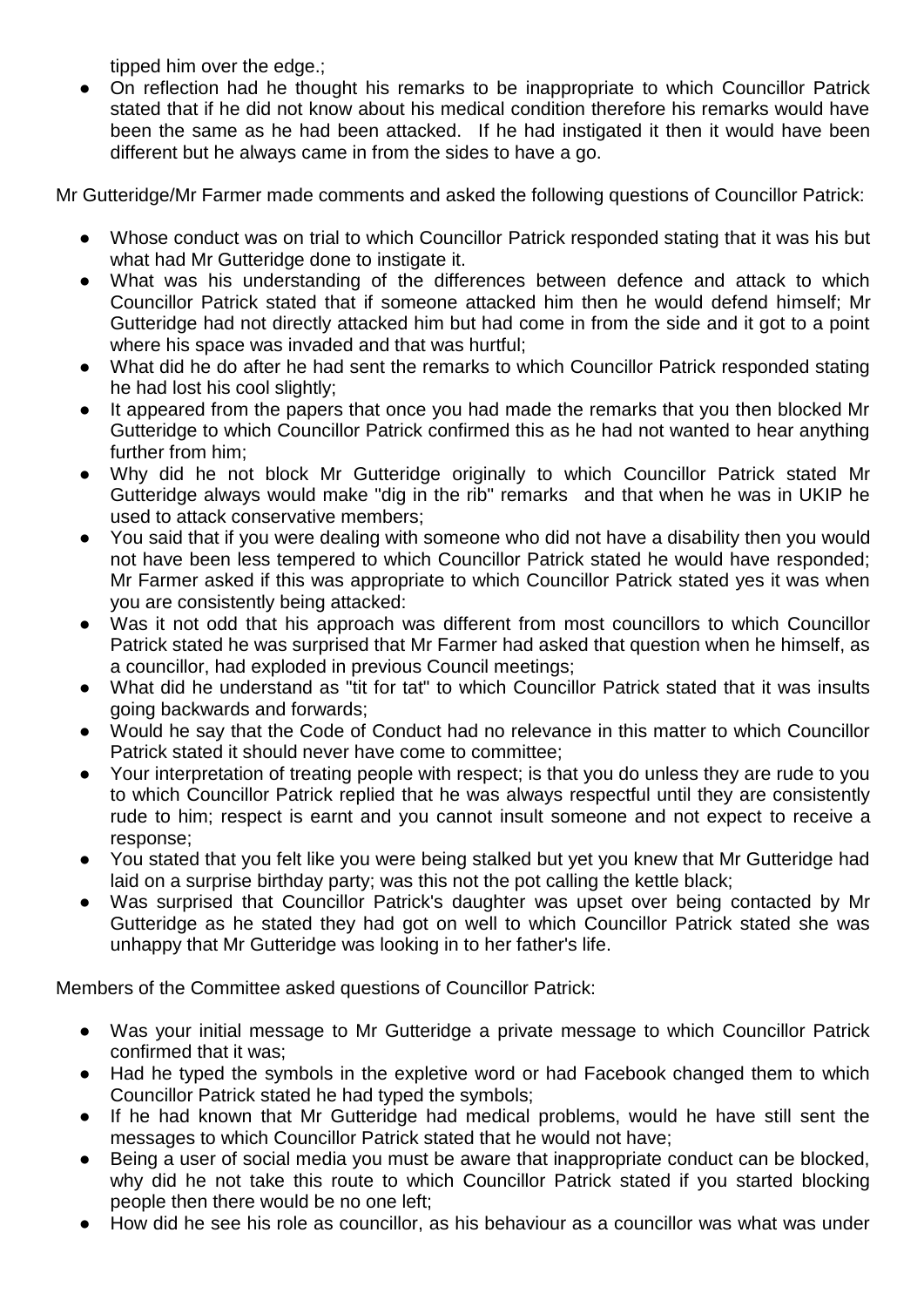tipped him over the edge.;

- On reflection had he thought his remarks to be inappropriate to which Councillor Patrick stated that if he did not know about his medical condition therefore his remarks would have been the same as he had been attacked. If he had instigated it then it would have been different but he always came in from the sides to have a go.

Mr Gutteridge/Mr Farmer made comments and asked the following questions of Councillor Patrick:

- Whose conduct was on trial to which Councillor Patrick responded stating that it was his but what had Mr Gutteridge done to instigate it.
- What was his understanding of the differences between defence and attack to which Councillor Patrick stated that if someone attacked him then he would defend himself; Mr Gutteridge had not directly attacked him but had come in from the side and it got to a point where his space was invaded and that was hurtful;
- What did he do after he had sent the remarks to which Councillor Patrick responded stating he had lost his cool slightly;
- It appeared from the papers that once you had made the remarks that you then blocked Mr Gutteridge to which Councillor Patrick confirmed this as he had not wanted to hear anything further from him;
- Why did he not block Mr Gutteridge originally to which Councillor Patrick stated Mr Gutteridge always would make "dig in the rib" remarks and that when he was in UKIP he used to attack conservative members;
- You said that if you were dealing with someone who did not have a disability then you would not have been less tempered to which Councillor Patrick stated he would have responded; Mr Farmer asked if this was appropriate to which Councillor Patrick stated yes it was when you are consistently being attacked:
- Was it not odd that his approach was different from most councillors to which Councillor Patrick stated he was surprised that Mr Farmer had asked that question when he himself, as a councillor, had exploded in previous Council meetings;
- What did he understand as "tit for tat" to which Councillor Patrick stated that it was insults going backwards and forwards;
- Would he say that the Code of Conduct had no relevance in this matter to which Councillor Patrick stated it should never have come to committee;
- Your interpretation of treating people with respect; is that you do unless they are rude to you to which Councillor Patrick replied that he was always respectful until they are consistently rude to him; respect is earnt and you cannot insult someone and not expect to receive a response;
- You stated that you felt like you were being stalked but yet you knew that Mr Gutteridge had laid on a surprise birthday party; was this not the pot calling the kettle black;
- Was surprised that Councillor Patrick's daughter was upset over being contacted by Mr Gutteridge as he stated they had got on well to which Councillor Patrick stated she was unhappy that Mr Gutteridge was looking in to her father's life.

Members of the Committee asked questions of Councillor Patrick:

- Was your initial message to Mr Gutteridge a private message to which Councillor Patrick confirmed that it was;
- Had he typed the symbols in the expletive word or had Facebook changed them to which Councillor Patrick stated he had typed the symbols;
- If he had known that Mr Gutteridge had medical problems, would he have still sent the messages to which Councillor Patrick stated that he would not have;
- Being a user of social media you must be aware that inappropriate conduct can be blocked, why did he not take this route to which Councillor Patrick stated if you started blocking people then there would be no one left;
- How did he see his role as councillor, as his behaviour as a councillor was what was under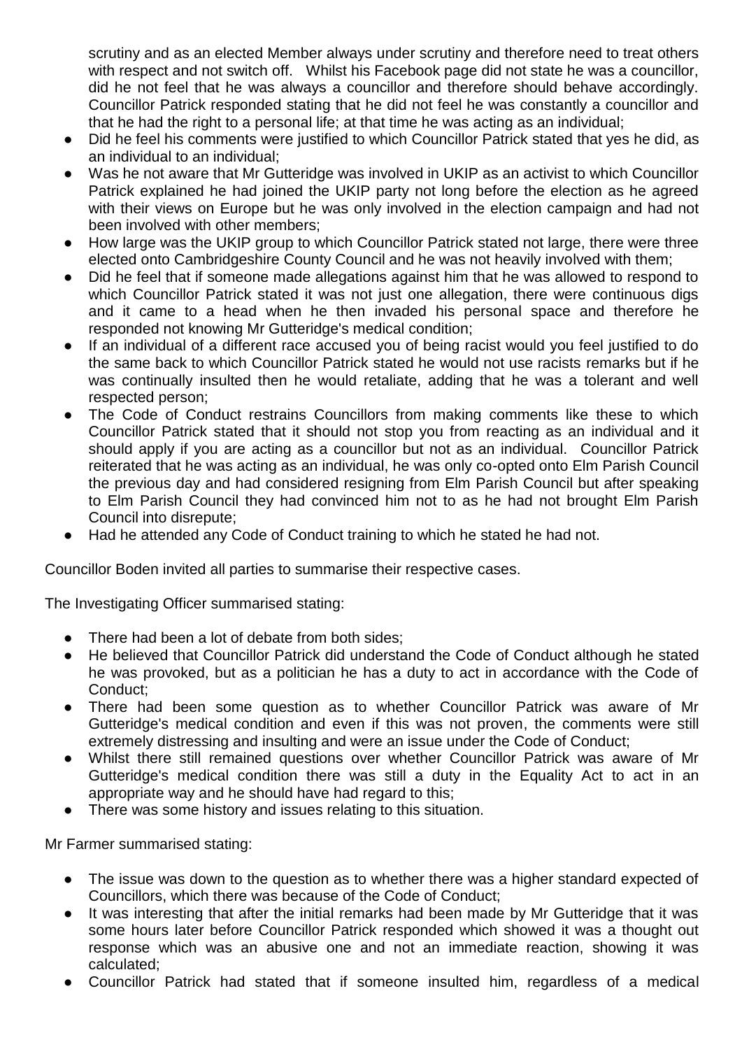scrutiny and as an elected Member always under scrutiny and therefore need to treat others with respect and not switch off. Whilst his Facebook page did not state he was a councillor, did he not feel that he was always a councillor and therefore should behave accordingly. Councillor Patrick responded stating that he did not feel he was constantly a councillor and that he had the right to a personal life; at that time he was acting as an individual;

- Did he feel his comments were justified to which Councillor Patrick stated that yes he did, as an individual to an individual;
- Was he not aware that Mr Gutteridge was involved in UKIP as an activist to which Councillor Patrick explained he had joined the UKIP party not long before the election as he agreed with their views on Europe but he was only involved in the election campaign and had not been involved with other members;
- How large was the UKIP group to which Councillor Patrick stated not large, there were three elected onto Cambridgeshire County Council and he was not heavily involved with them;
- Did he feel that if someone made allegations against him that he was allowed to respond to which Councillor Patrick stated it was not just one allegation, there were continuous digs and it came to a head when he then invaded his personal space and therefore he responded not knowing Mr Gutteridge's medical condition;
- If an individual of a different race accused you of being racist would you feel justified to do the same back to which Councillor Patrick stated he would not use racists remarks but if he was continually insulted then he would retaliate, adding that he was a tolerant and well respected person;
- The Code of Conduct restrains Councillors from making comments like these to which Councillor Patrick stated that it should not stop you from reacting as an individual and it should apply if you are acting as a councillor but not as an individual. Councillor Patrick reiterated that he was acting as an individual, he was only co-opted onto Elm Parish Council the previous day and had considered resigning from Elm Parish Council but after speaking to Elm Parish Council they had convinced him not to as he had not brought Elm Parish Council into disrepute;
- Had he attended any Code of Conduct training to which he stated he had not.

Councillor Boden invited all parties to summarise their respective cases.

The Investigating Officer summarised stating:

- There had been a lot of debate from both sides;
- He believed that Councillor Patrick did understand the Code of Conduct although he stated he was provoked, but as a politician he has a duty to act in accordance with the Code of Conduct;
- There had been some question as to whether Councillor Patrick was aware of Mr Gutteridge's medical condition and even if this was not proven, the comments were still extremely distressing and insulting and were an issue under the Code of Conduct;
- Whilst there still remained questions over whether Councillor Patrick was aware of Mr Gutteridge's medical condition there was still a duty in the Equality Act to act in an appropriate way and he should have had regard to this;
- There was some history and issues relating to this situation.

Mr Farmer summarised stating:

- The issue was down to the question as to whether there was a higher standard expected of Councillors, which there was because of the Code of Conduct;
- It was interesting that after the initial remarks had been made by Mr Gutteridge that it was some hours later before Councillor Patrick responded which showed it was a thought out response which was an abusive one and not an immediate reaction, showing it was calculated;
- Councillor Patrick had stated that if someone insulted him, regardless of a medical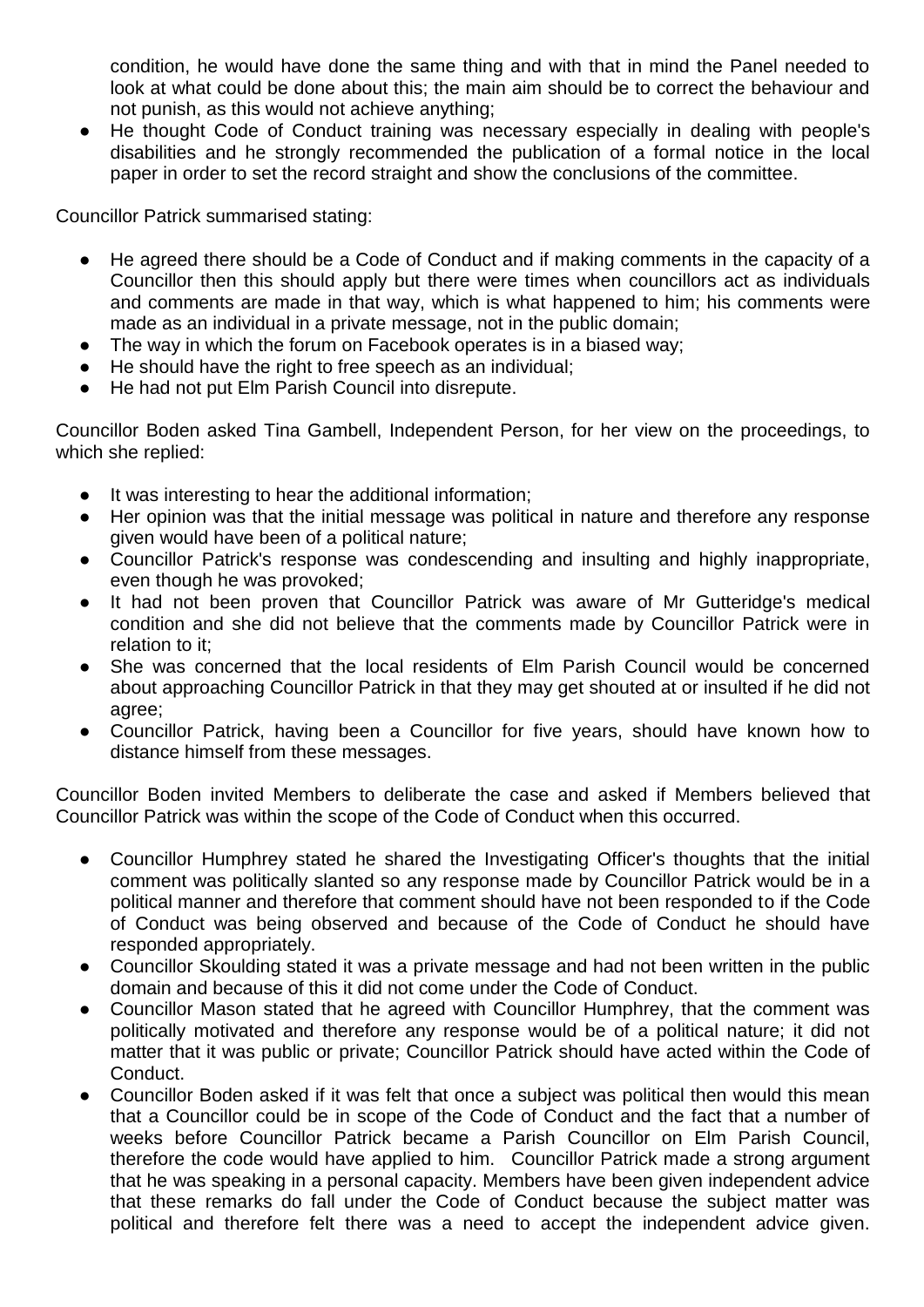condition, he would have done the same thing and with that in mind the Panel needed to look at what could be done about this; the main aim should be to correct the behaviour and not punish, as this would not achieve anything;

- He thought Code of Conduct training was necessary especially in dealing with people's disabilities and he strongly recommended the publication of a formal notice in the local paper in order to set the record straight and show the conclusions of the committee.

Councillor Patrick summarised stating:

- He agreed there should be a Code of Conduct and if making comments in the capacity of a Councillor then this should apply but there were times when councillors act as individuals and comments are made in that way, which is what happened to him; his comments were made as an individual in a private message, not in the public domain;
- The way in which the forum on Facebook operates is in a biased way;
- He should have the right to free speech as an individual;
- He had not put Elm Parish Council into disrepute.

Councillor Boden asked Tina Gambell, Independent Person, for her view on the proceedings, to which she replied:

- It was interesting to hear the additional information;
- Her opinion was that the initial message was political in nature and therefore any response given would have been of a political nature;
- Councillor Patrick's response was condescending and insulting and highly inappropriate, even though he was provoked;
- It had not been proven that Councillor Patrick was aware of Mr Gutteridge's medical condition and she did not believe that the comments made by Councillor Patrick were in relation to it;
- She was concerned that the local residents of Elm Parish Council would be concerned about approaching Councillor Patrick in that they may get shouted at or insulted if he did not agree;
- Councillor Patrick, having been a Councillor for five years, should have known how to distance himself from these messages.

Councillor Boden invited Members to deliberate the case and asked if Members believed that Councillor Patrick was within the scope of the Code of Conduct when this occurred.

- Councillor Humphrey stated he shared the Investigating Officer's thoughts that the initial comment was politically slanted so any response made by Councillor Patrick would be in a political manner and therefore that comment should have not been responded to if the Code of Conduct was being observed and because of the Code of Conduct he should have responded appropriately.
- Councillor Skoulding stated it was a private message and had not been written in the public domain and because of this it did not come under the Code of Conduct.
- Councillor Mason stated that he agreed with Councillor Humphrey, that the comment was politically motivated and therefore any response would be of a political nature; it did not matter that it was public or private; Councillor Patrick should have acted within the Code of Conduct.
- Councillor Boden asked if it was felt that once a subject was political then would this mean that a Councillor could be in scope of the Code of Conduct and the fact that a number of weeks before Councillor Patrick became a Parish Councillor on Elm Parish Council, therefore the code would have applied to him. Councillor Patrick made a strong argument that he was speaking in a personal capacity. Members have been given independent advice that these remarks do fall under the Code of Conduct because the subject matter was political and therefore felt there was a need to accept the independent advice given.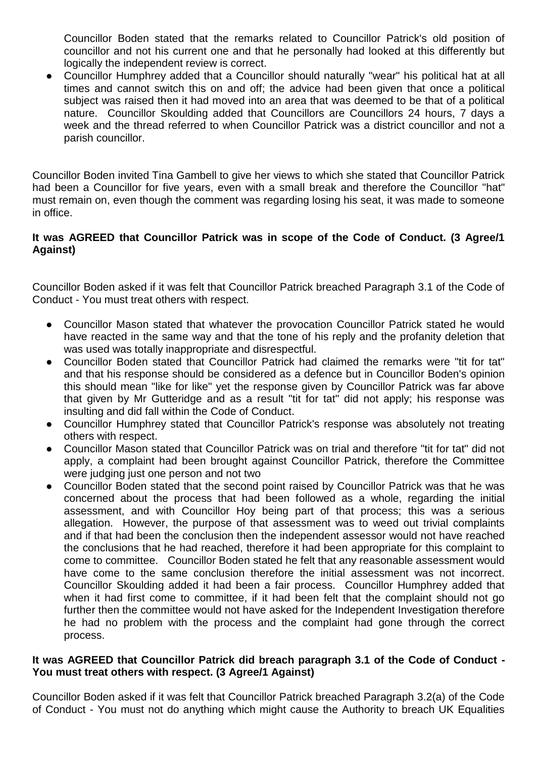Councillor Boden stated that the remarks related to Councillor Patrick's old position of councillor and not his current one and that he personally had looked at this differently but logically the independent review is correct.

- Councillor Humphrey added that a Councillor should naturally "wear" his political hat at all times and cannot switch this on and off; the advice had been given that once a political subject was raised then it had moved into an area that was deemed to be that of a political nature. Councillor Skoulding added that Councillors are Councillors 24 hours, 7 days a week and the thread referred to when Councillor Patrick was a district councillor and not a parish councillor.

Councillor Boden invited Tina Gambell to give her views to which she stated that Councillor Patrick had been a Councillor for five years, even with a small break and therefore the Councillor "hat" must remain on, even though the comment was regarding losing his seat, it was made to someone in office.

**It was AGREED that Councillor Patrick was in scope of the Code of Conduct. (3 Agree/1 Against)**

Councillor Boden asked if it was felt that Councillor Patrick breached Paragraph 3.1 of the Code of Conduct - You must treat others with respect.

- Councillor Mason stated that whatever the provocation Councillor Patrick stated he would have reacted in the same way and that the tone of his reply and the profanity deletion that was used was totally inappropriate and disrespectful.
- Councillor Boden stated that Councillor Patrick had claimed the remarks were "tit for tat" and that his response should be considered as a defence but in Councillor Boden's opinion this should mean "like for like" yet the response given by Councillor Patrick was far above that given by Mr Gutteridge and as a result "tit for tat" did not apply; his response was insulting and did fall within the Code of Conduct.
- Councillor Humphrey stated that Councillor Patrick's response was absolutely not treating others with respect.
- Councillor Mason stated that Councillor Patrick was on trial and therefore "tit for tat" did not apply, a complaint had been brought against Councillor Patrick, therefore the Committee were judging just one person and not two
- Councillor Boden stated that the second point raised by Councillor Patrick was that he was concerned about the process that had been followed as a whole, regarding the initial assessment, and with Councillor Hoy being part of that process; this was a serious allegation. However, the purpose of that assessment was to weed out trivial complaints and if that had been the conclusion then the independent assessor would not have reached the conclusions that he had reached, therefore it had been appropriate for this complaint to come to committee. Councillor Boden stated he felt that any reasonable assessment would have come to the same conclusion therefore the initial assessment was not incorrect. Councillor Skoulding added it had been a fair process. Councillor Humphrey added that when it had first come to committee, if it had been felt that the complaint should not go further then the committee would not have asked for the Independent Investigation therefore he had no problem with the process and the complaint had gone through the correct process.

**It was AGREED that Councillor Patrick did breach paragraph 3.1 of the Code of Conduct - You must treat others with respect. (3 Agree/1 Against)**

Councillor Boden asked if it was felt that Councillor Patrick breached Paragraph 3.2(a) of the Code of Conduct - You must not do anything which might cause the Authority to breach UK Equalities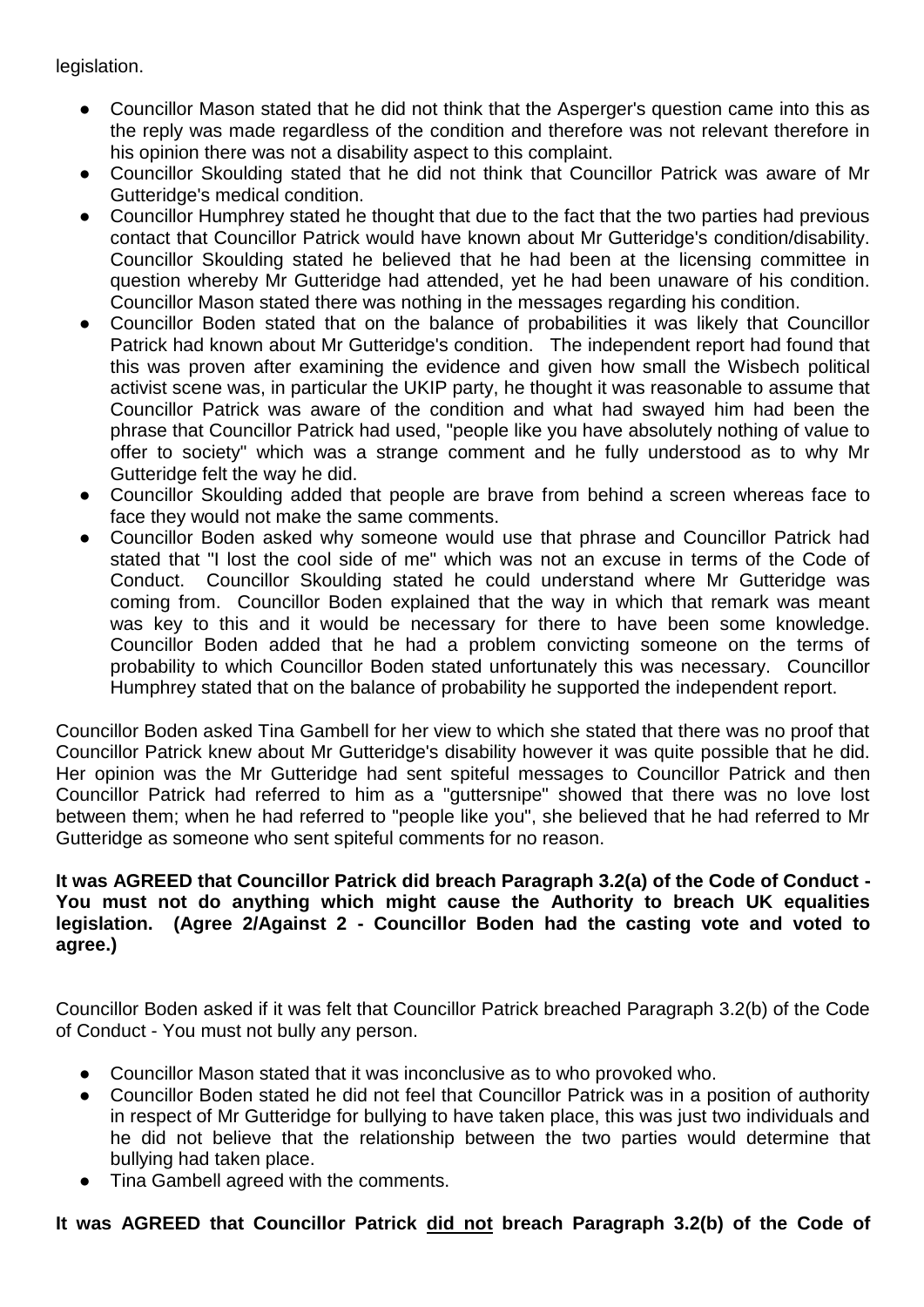legislation.

- Councillor Mason stated that he did not think that the Asperger's question came into this as the reply was made regardless of the condition and therefore was not relevant therefore in his opinion there was not a disability aspect to this complaint.
- Councillor Skoulding stated that he did not think that Councillor Patrick was aware of Mr Gutteridge's medical condition.
- Councillor Humphrey stated he thought that due to the fact that the two parties had previous contact that Councillor Patrick would have known about Mr Gutteridge's condition/disability. Councillor Skoulding stated he believed that he had been at the licensing committee in question whereby Mr Gutteridge had attended, yet he had been unaware of his condition. Councillor Mason stated there was nothing in the messages regarding his condition.
- Councillor Boden stated that on the balance of probabilities it was likely that Councillor Patrick had known about Mr Gutteridge's condition. The independent report had found that this was proven after examining the evidence and given how small the Wisbech political activist scene was, in particular the UKIP party, he thought it was reasonable to assume that Councillor Patrick was aware of the condition and what had swayed him had been the phrase that Councillor Patrick had used, "people like you have absolutely nothing of value to offer to society" which was a strange comment and he fully understood as to why Mr Gutteridge felt the way he did.
- Councillor Skoulding added that people are brave from behind a screen whereas face to face they would not make the same comments.
- Councillor Boden asked why someone would use that phrase and Councillor Patrick had stated that "I lost the cool side of me" which was not an excuse in terms of the Code of Conduct. Councillor Skoulding stated he could understand where Mr Gutteridge was coming from. Councillor Boden explained that the way in which that remark was meant was key to this and it would be necessary for there to have been some knowledge. Councillor Boden added that he had a problem convicting someone on the terms of probability to which Councillor Boden stated unfortunately this was necessary. Councillor Humphrey stated that on the balance of probability he supported the independent report.

Councillor Boden asked Tina Gambell for her view to which she stated that there was no proof that Councillor Patrick knew about Mr Gutteridge's disability however it was quite possible that he did. Her opinion was the Mr Gutteridge had sent spiteful messages to Councillor Patrick and then Councillor Patrick had referred to him as a "guttersnipe" showed that there was no love lost between them; when he had referred to "people like you", she believed that he had referred to Mr Gutteridge as someone who sent spiteful comments for no reason.

**It was AGREED that Councillor Patrick did breach Paragraph 3.2(a) of the Code of Conduct - You must not do anything which might cause the Authority to breach UK equalities legislation. (Agree 2/Against 2 - Councillor Boden had the casting vote and voted to agree.)**

Councillor Boden asked if it was felt that Councillor Patrick breached Paragraph 3.2(b) of the Code of Conduct - You must not bully any person.

- Councillor Mason stated that it was inconclusive as to who provoked who.
- Councillor Boden stated he did not feel that Councillor Patrick was in a position of authority in respect of Mr Gutteridge for bullying to have taken place, this was just two individuals and he did not believe that the relationship between the two parties would determine that bullying had taken place.
- Tina Gambell agreed with the comments.

**It was AGREED that Councillor Patrick <u>did not</u> breach Paragraph 3.2(b) of the Code of**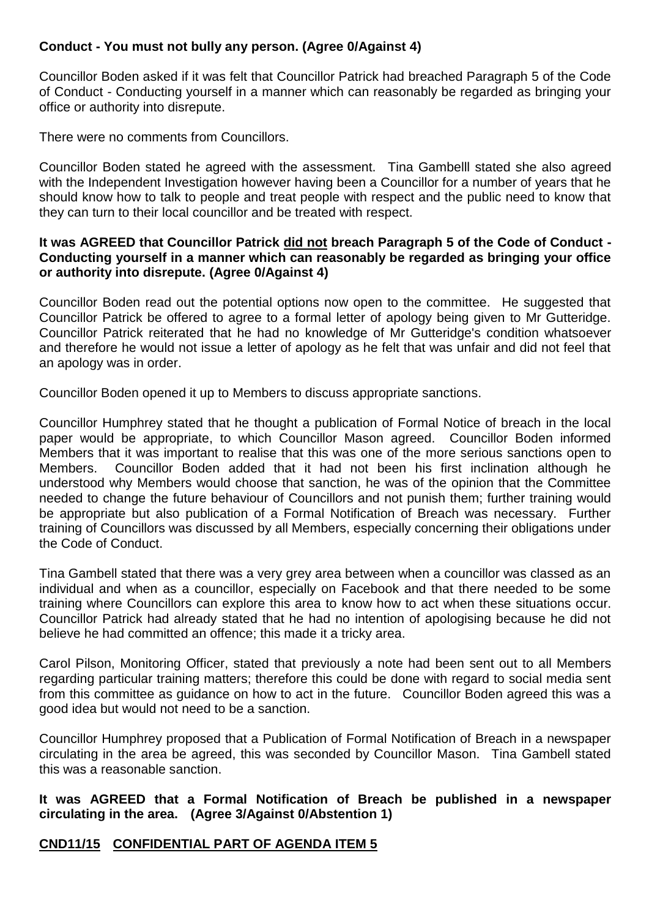**Conduct - You must not bully any person. (Agree 0/Against 4)**

Councillor Boden asked if it was felt that Councillor Patrick had breached Paragraph 5 of the Code of Conduct - Conducting yourself in a manner which can reasonably be regarded as bringing your office or authority into disrepute.

There were no comments from Councillors.

Councillor Boden stated he agreed with the assessment. Tina Gambelll stated she also agreed with the Independent Investigation however having been a Councillor for a number of years that he should know how to talk to people and treat people with respect and the public need to know that they can turn to their local councillor and be treated with respect.

**It was AGREED that Councillor Patrick <u>did not</u> breach Paragraph 5 of the Code of Conduct - Conducting yourself in a manner which can reasonably be regarded as bringing your office or authority into disrepute. (Agree 0/Against 4)**

Councillor Boden read out the potential options now open to the committee. He suggested that Councillor Patrick be offered to agree to a formal letter of apology being given to Mr Gutteridge. Councillor Patrick reiterated that he had no knowledge of Mr Gutteridge's condition whatsoever and therefore he would not issue a letter of apology as he felt that was unfair and did not feel that an apology was in order.

Councillor Boden opened it up to Members to discuss appropriate sanctions.

Councillor Humphrey stated that he thought a publication of Formal Notice of breach in the local paper would be appropriate, to which Councillor Mason agreed. Councillor Boden informed Members that it was important to realise that this was one of the more serious sanctions open to Members. Councillor Boden added that it had not been his first inclination although he understood why Members would choose that sanction, he was of the opinion that the Committee needed to change the future behaviour of Councillors and not punish them; further training would be appropriate but also publication of a Formal Notification of Breach was necessary. Further training of Councillors was discussed by all Members, especially concerning their obligations under the Code of Conduct.

Tina Gambell stated that there was a very grey area between when a councillor was classed as an individual and when as a councillor, especially on Facebook and that there needed to be some training where Councillors can explore this area to know how to act when these situations occur. Councillor Patrick had already stated that he had no intention of apologising because he did not believe he had committed an offence; this made it a tricky area.

Carol Pilson, Monitoring Officer, stated that previously a note had been sent out to all Members regarding particular training matters; therefore this could be done with regard to social media sent from this committee as guidance on how to act in the future. Councillor Boden agreed this was a good idea but would not need to be a sanction.

Councillor Humphrey proposed that a Publication of Formal Notification of Breach in a newspaper circulating in the area be agreed, this was seconded by Councillor Mason. Tina Gambell stated this was a reasonable sanction.

**It was AGREED that a Formal Notification of Breach be published in a newspaper circulating in the area. (Agree 3/Against 0/Abstention 1)**

## <u>CND11/15 CONFIDENTIAL PART OF AGENDA ITEM 5</u>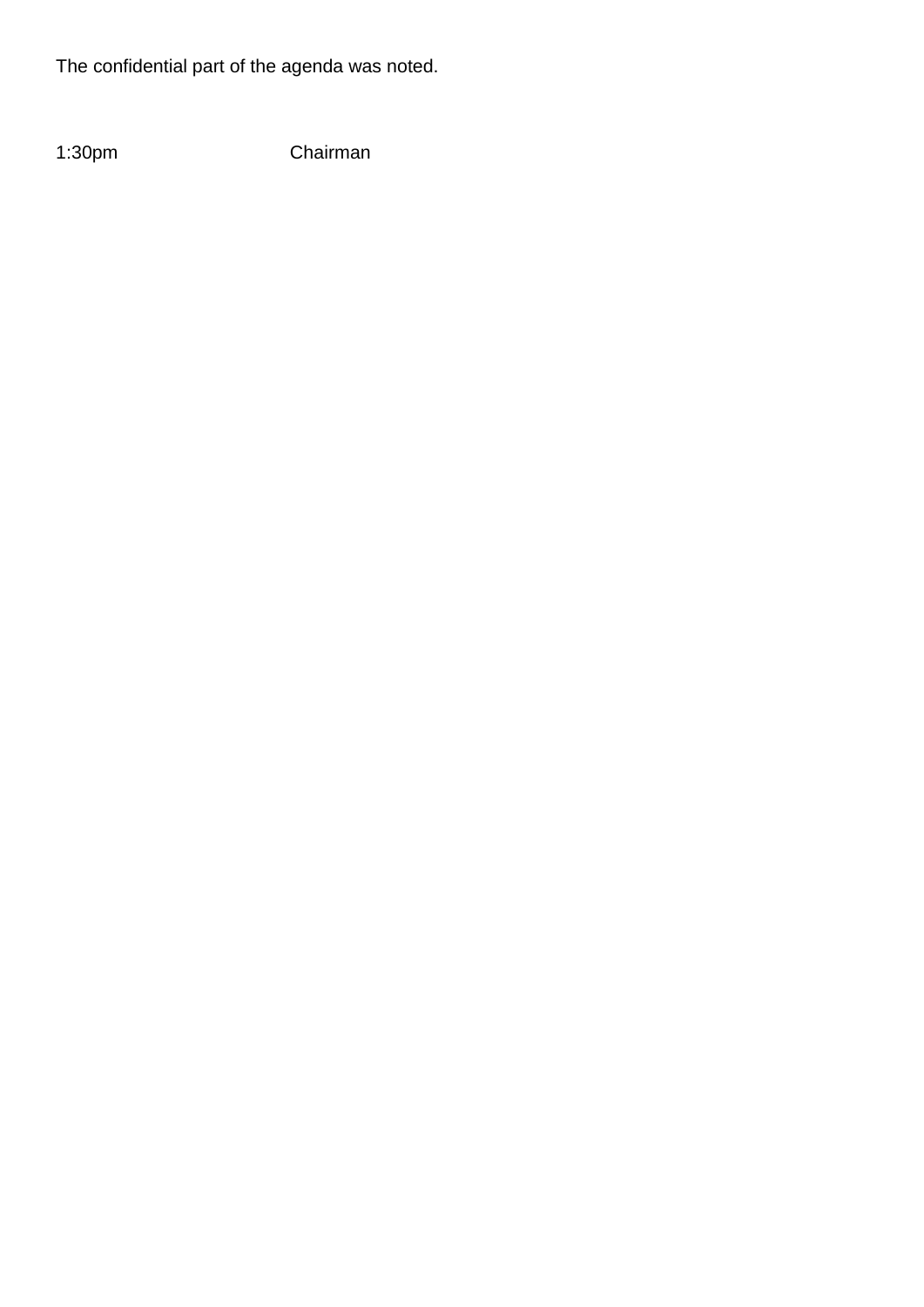The confidential part of the agenda was noted.

1:30pm Chairman